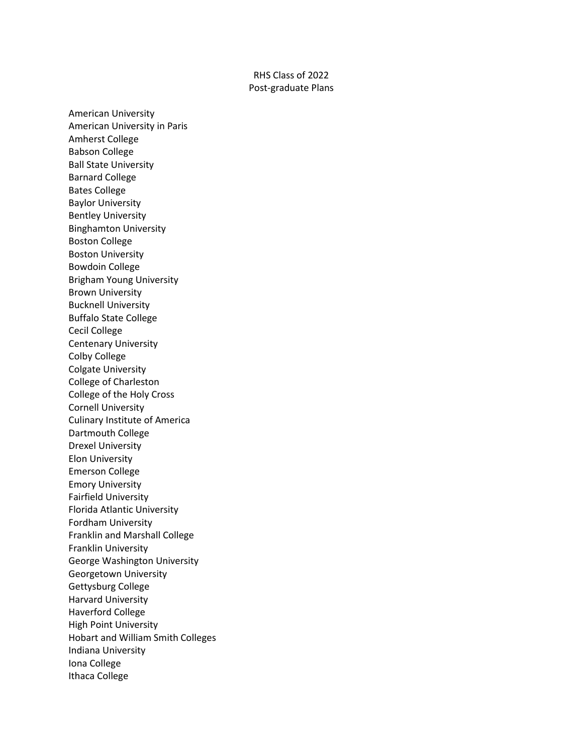# RHS Class of 2022
## Post-graduate Plans

American University
American University in Paris
Amherst College
Babson College
Ball State University
Barnard College
Bates College
Baylor University
Bentley University
Binghamton University
Boston College
Boston University
Bowdoin College
Brigham Young University
Brown University
Bucknell University
Buffalo State College
Cecil College
Centenary University
Colby College
Colgate University
College of Charleston
College of the Holy Cross
Cornell University
Culinary Institute of America
Dartmouth College
Drexel University
Elon University
Emerson College
Emory University
Fairfield University
Florida Atlantic University
Fordham University
Franklin and Marshall College
Franklin University
George Washington University
Georgetown University
Gettysburg College
Harvard University
Haverford College
High Point University
Hobart and William Smith Colleges
Indiana University
Iona College
Ithaca College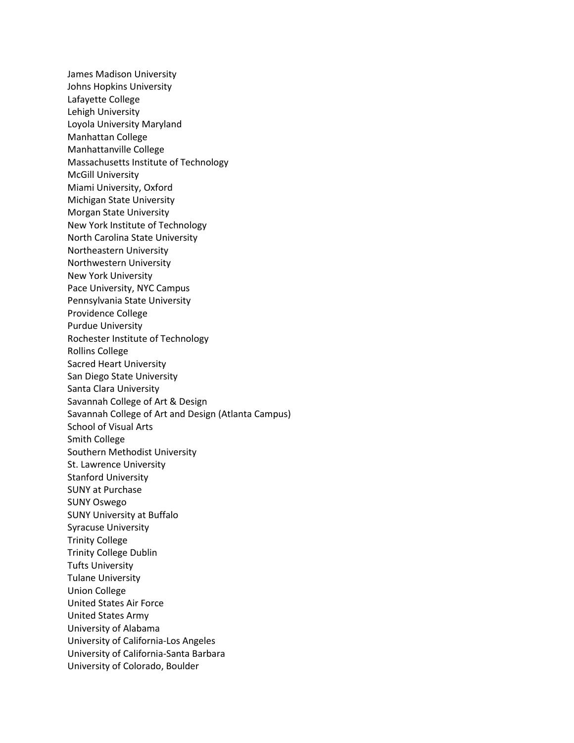James Madison University
Johns Hopkins University
Lafayette College
Lehigh University
Loyola University Maryland
Manhattan College
Manhattanville College
Massachusetts Institute of Technology
McGill University
Miami University, Oxford
Michigan State University
Morgan State University
New York Institute of Technology
North Carolina State University
Northeastern University
Northwestern University
New York University
Pace University, NYC Campus
Pennsylvania State University
Providence College
Purdue University
Rochester Institute of Technology
Rollins College
Sacred Heart University
San Diego State University
Santa Clara University
Savannah College of Art & Design
Savannah College of Art and Design (Atlanta Campus)
School of Visual Arts
Smith College
Southern Methodist University
St. Lawrence University
Stanford University
SUNY at Purchase
SUNY Oswego
SUNY University at Buffalo
Syracuse University
Trinity College
Trinity College Dublin
Tufts University
Tulane University
Union College
United States Air Force
United States Army
University of Alabama
University of California-Los Angeles
University of California-Santa Barbara
University of Colorado, Boulder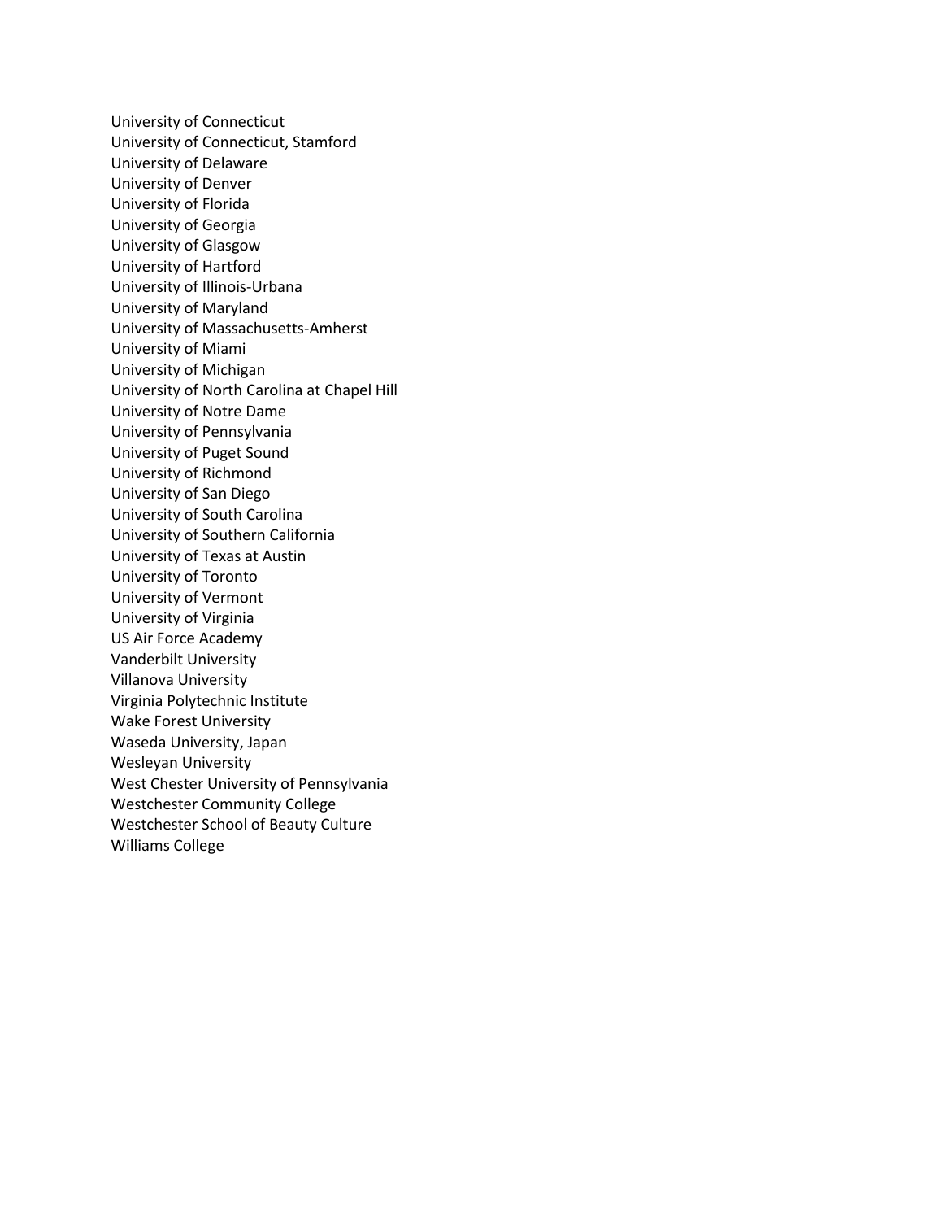University of Connecticut
University of Connecticut, Stamford
University of Delaware
University of Denver
University of Florida
University of Georgia
University of Glasgow
University of Hartford
University of Illinois-Urbana
University of Maryland
University of Massachusetts-Amherst
University of Miami
University of Michigan
University of North Carolina at Chapel Hill
University of Notre Dame
University of Pennsylvania
University of Puget Sound
University of Richmond
University of San Diego
University of South Carolina
University of Southern California
University of Texas at Austin
University of Toronto
University of Vermont
University of Virginia
US Air Force Academy
Vanderbilt University
Villanova University
Virginia Polytechnic Institute
Wake Forest University
Waseda University, Japan
Wesleyan University
West Chester University of Pennsylvania
Westchester Community College
Westchester School of Beauty Culture
Williams College